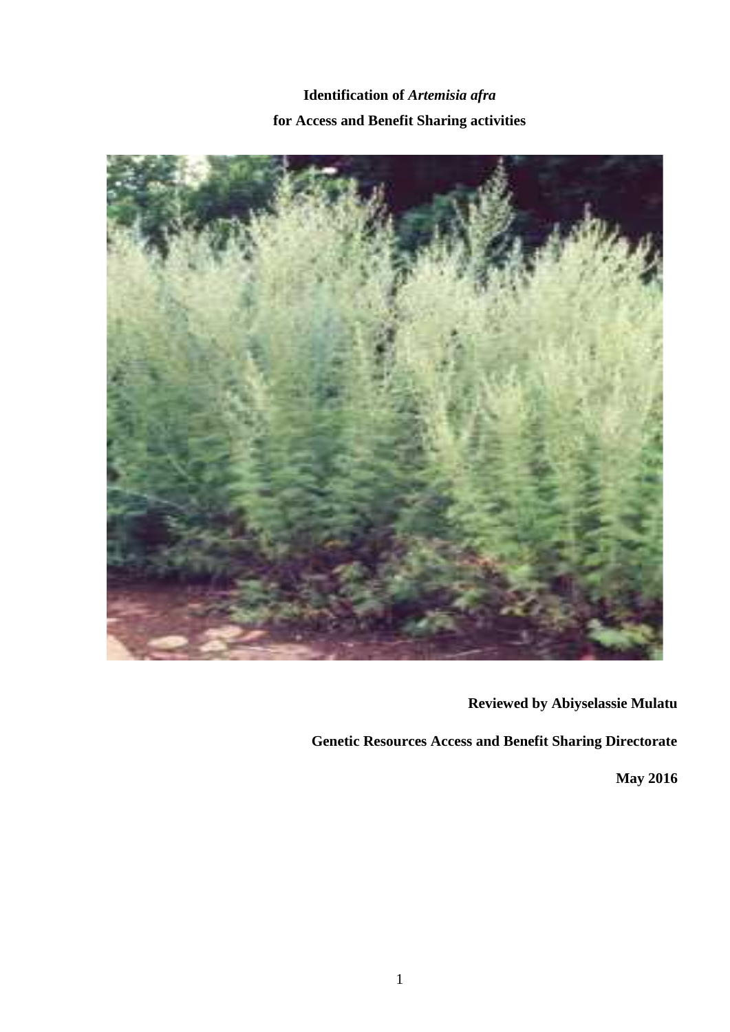# Identification of *Artemisia afra*
## for Access and Benefit Sharing activities

**Reviewed by Abiyselassie Mulatu**

**Genetic Resources Access and Benefit Sharing Directorate**

**May 2016**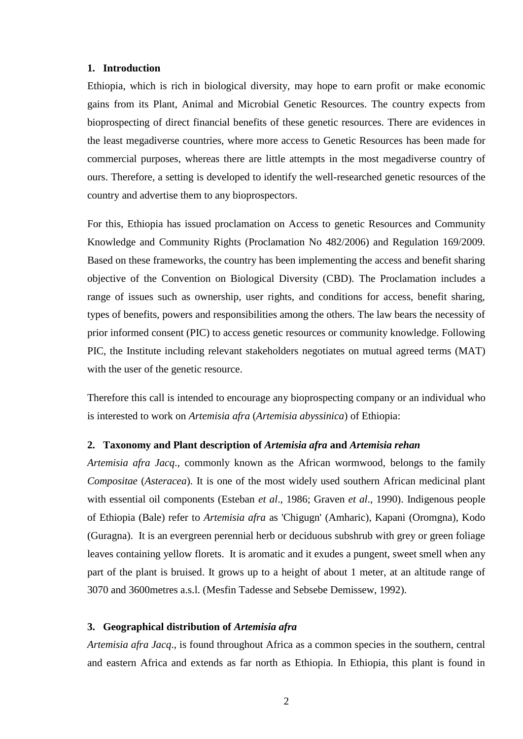## 1. Introduction

Ethiopia, which is rich in biological diversity, may hope to earn profit or make economic gains from its Plant, Animal and Microbial Genetic Resources. The country expects from bioprospecting of direct financial benefits of these genetic resources. There are evidences in the least megadiverse countries, where more access to Genetic Resources has been made for commercial purposes, whereas there are little attempts in the most megadiverse country of ours. Therefore, a setting is developed to identify the well-researched genetic resources of the country and advertise them to any bioprospectors.

For this, Ethiopia has issued proclamation on Access to genetic Resources and Community Knowledge and Community Rights (Proclamation No 482/2006) and Regulation 169/2009. Based on these frameworks, the country has been implementing the access and benefit sharing objective of the Convention on Biological Diversity (CBD). The Proclamation includes a range of issues such as ownership, user rights, and conditions for access, benefit sharing, types of benefits, powers and responsibilities among the others. The law bears the necessity of prior informed consent (PIC) to access genetic resources or community knowledge. Following PIC, the Institute including relevant stakeholders negotiates on mutual agreed terms (MAT) with the user of the genetic resource.

Therefore this call is intended to encourage any bioprospecting company or an individual who is interested to work on *Artemisia afra* (*Artemisia abyssinica*) of Ethiopia:

## 2. Taxonomy and Plant description of *Artemisia afra* and *Artemisia rehan*

*Artemisia afra Jacq*., commonly known as the African wormwood, belongs to the family *Compositae* (*Asteracea*). It is one of the most widely used southern African medicinal plant with essential oil components (Esteban *et al*., 1986; Graven *et al*., 1990). Indigenous people of Ethiopia (Bale) refer to *Artemisia afra* as 'Chigugn' (Amharic), Kapani (Oromgna), Kodo (Guragna). It is an evergreen perennial herb or deciduous subshrub with grey or green foliage leaves containing yellow florets. It is aromatic and it exudes a pungent, sweet smell when any part of the plant is bruised. It grows up to a height of about 1 meter, at an altitude range of 3070 and 3600metres a.s.l. (Mesfin Tadesse and Sebsebe Demissew, 1992).

## 3. Geographical distribution of *Artemisia afra*

*Artemisia afra Jacq*., is found throughout Africa as a common species in the southern, central and eastern Africa and extends as far north as Ethiopia. In Ethiopia, this plant is found in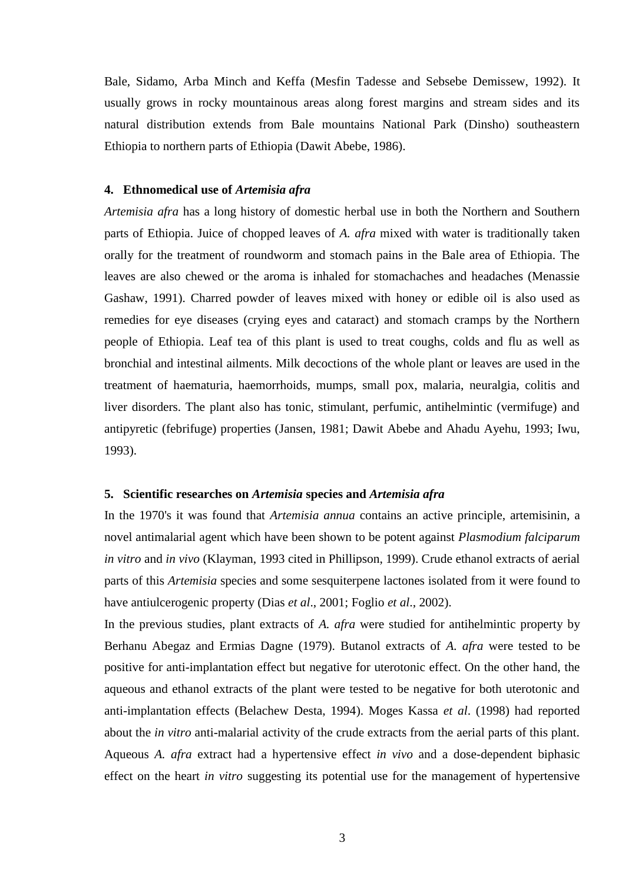Bale, Sidamo, Arba Minch and Keffa (Mesfin Tadesse and Sebsebe Demissew, 1992). It usually grows in rocky mountainous areas along forest margins and stream sides and its natural distribution extends from Bale mountains National Park (Dinsho) southeastern Ethiopia to northern parts of Ethiopia (Dawit Abebe, 1986).

#### 4. Ethnomedical use of *Artemisia afra*

*Artemisia afra* has a long history of domestic herbal use in both the Northern and Southern parts of Ethiopia. Juice of chopped leaves of *A. afra* mixed with water is traditionally taken orally for the treatment of roundworm and stomach pains in the Bale area of Ethiopia. The leaves are also chewed or the aroma is inhaled for stomachaches and headaches (Menassie Gashaw, 1991). Charred powder of leaves mixed with honey or edible oil is also used as remedies for eye diseases (crying eyes and cataract) and stomach cramps by the Northern people of Ethiopia. Leaf tea of this plant is used to treat coughs, colds and flu as well as bronchial and intestinal ailments. Milk decoctions of the whole plant or leaves are used in the treatment of haematuria, haemorrhoids, mumps, small pox, malaria, neuralgia, colitis and liver disorders. The plant also has tonic, stimulant, perfumic, antihelmintic (vermifuge) and antipyretic (febrifuge) properties (Jansen, 1981; Dawit Abebe and Ahadu Ayehu, 1993; Iwu, 1993).

#### 5. Scientific researches on *Artemisia* species and *Artemisia afra*

In the 1970's it was found that *Artemisia annua* contains an active principle, artemisinin, a novel antimalarial agent which have been shown to be potent against *Plasmodium falciparum in vitro* and *in vivo* (Klayman, 1993 cited in Phillipson, 1999). Crude ethanol extracts of aerial parts of this *Artemisia* species and some sesquiterpene lactones isolated from it were found to have antiulcerogenic property (Dias *et al*., 2001; Foglio *et al*., 2002).

In the previous studies, plant extracts of *A. afra* were studied for antihelmintic property by Berhanu Abegaz and Ermias Dagne (1979). Butanol extracts of *A. afra* were tested to be positive for anti-implantation effect but negative for uterotonic effect. On the other hand, the aqueous and ethanol extracts of the plant were tested to be negative for both uterotonic and anti-implantation effects (Belachew Desta, 1994). Moges Kassa *et al*. (1998) had reported about the *in vitro* anti-malarial activity of the crude extracts from the aerial parts of this plant. Aqueous *A. afra* extract had a hypertensive effect *in vivo* and a dose-dependent biphasic effect on the heart *in vitro* suggesting its potential use for the management of hypertensive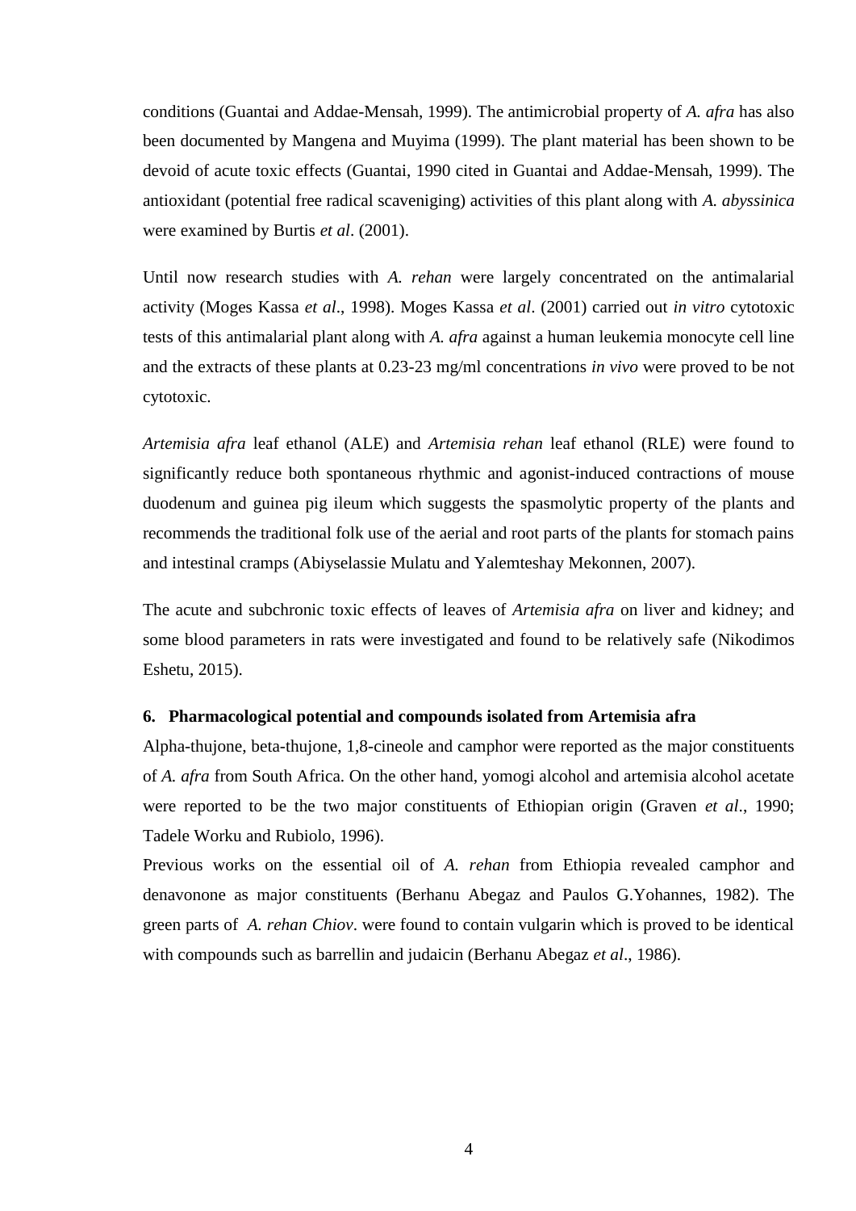conditions (Guantai and Addae-Mensah, 1999). The antimicrobial property of *A. afra* has also been documented by Mangena and Muyima (1999). The plant material has been shown to be devoid of acute toxic effects (Guantai, 1990 cited in Guantai and Addae-Mensah, 1999). The antioxidant (potential free radical scaveniging) activities of this plant along with *A. abyssinica* were examined by Burtis *et al*. (2001).

Until now research studies with *A. rehan* were largely concentrated on the antimalarial activity (Moges Kassa *et al*., 1998). Moges Kassa *et al*. (2001) carried out *in vitro* cytotoxic tests of this antimalarial plant along with *A. afra* against a human leukemia monocyte cell line and the extracts of these plants at 0.23-23 mg/ml concentrations *in vivo* were proved to be not cytotoxic.

*Artemisia afra* leaf ethanol (ALE) and *Artemisia rehan* leaf ethanol (RLE) were found to significantly reduce both spontaneous rhythmic and agonist-induced contractions of mouse duodenum and guinea pig ileum which suggests the spasmolytic property of the plants and recommends the traditional folk use of the aerial and root parts of the plants for stomach pains and intestinal cramps (Abiyselassie Mulatu and Yalemteshay Mekonnen, 2007).

The acute and subchronic toxic effects of leaves of *Artemisia afra* on liver and kidney; and some blood parameters in rats were investigated and found to be relatively safe (Nikodimos Eshetu, 2015).

### 6. Pharmacological potential and compounds isolated from Artemisia afra

Alpha-thujone, beta-thujone, 1,8-cineole and camphor were reported as the major constituents of *A. afra* from South Africa. On the other hand, yomogi alcohol and artemisia alcohol acetate were reported to be the two major constituents of Ethiopian origin (Graven *et al*., 1990; Tadele Worku and Rubiolo, 1996).

Previous works on the essential oil of *A. rehan* from Ethiopia revealed camphor and denavonone as major constituents (Berhanu Abegaz and Paulos G.Yohannes, 1982). The green parts of *A. rehan Chiov*. were found to contain vulgarin which is proved to be identical with compounds such as barrellin and judaicin (Berhanu Abegaz *et al*., 1986).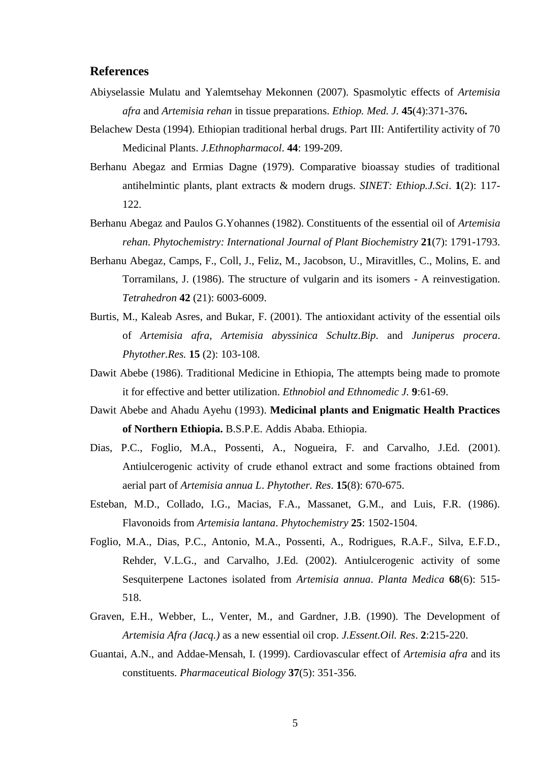## References

Abiyselassie Mulatu and Yalemtsehay Mekonnen (2007). Spasmolytic effects of *Artemisia afra* and *Artemisia rehan* in tissue preparations. *Ethiop. Med. J.* **45**(4):371-376**.**

Belachew Desta (1994). Ethiopian traditional herbal drugs. Part III: Antifertility activity of 70 Medicinal Plants. *J.Ethnopharmacol*. **44**: 199-209.

Berhanu Abegaz and Ermias Dagne (1979). Comparative bioassay studies of traditional antihelmintic plants, plant extracts & modern drugs. *SINET: Ethiop.J.Sci*. **1**(2): 117-122.

Berhanu Abegaz and Paulos G.Yohannes (1982). Constituents of the essential oil of *Artemisia rehan*. *Phytochemistry: International Journal of Plant Biochemistry* **21**(7): 1791-1793.

Berhanu Abegaz, Camps, F., Coll, J., Feliz, M., Jacobson, U., Miravitlles, C., Molins, E. and Torramilans, J. (1986). The structure of vulgarin and its isomers - A reinvestigation. *Tetrahedron* **42** (21): 6003-6009.

Burtis, M., Kaleab Asres, and Bukar, F. (2001). The antioxidant activity of the essential oils of *Artemisia afra*, *Artemisia abyssinica Schultz.Bip.* and *Juniperus procera*. *Phytother.Res.* **15** (2): 103-108.

Dawit Abebe (1986). Traditional Medicine in Ethiopia, The attempts being made to promote it for effective and better utilization. *Ethnobiol and Ethnomedic J.* **9**:61-69.

Dawit Abebe and Ahadu Ayehu (1993). **Medicinal plants and Enigmatic Health Practices of Northern Ethiopia.** B.S.P.E. Addis Ababa. Ethiopia.

Dias, P.C., Foglio, M.A., Possenti, A., Nogueira, F. and Carvalho, J.Ed. (2001). Antiulcerogenic activity of crude ethanol extract and some fractions obtained from aerial part of *Artemisia annua L*. *Phytother. Res*. **15**(8): 670-675.

Esteban, M.D., Collado, I.G., Macias, F.A., Massanet, G.M., and Luis, F.R. (1986). Flavonoids from *Artemisia lantana*. *Phytochemistry* **25**: 1502-1504.

Foglio, M.A., Dias, P.C., Antonio, M.A., Possenti, A., Rodrigues, R.A.F., Silva, E.F.D., Rehder, V.L.G., and Carvalho, J.Ed. (2002). Antiulcerogenic activity of some Sesquiterpene Lactones isolated from *Artemisia annua*. *Planta Medica* **68**(6): 515-518.

Graven, E.H., Webber, L., Venter, M., and Gardner, J.B. (1990). The Development of *Artemisia Afra (Jacq.)* as a new essential oil crop. *J.Essent.Oil. Res*. **2**:215-220.

Guantai, A.N., and Addae-Mensah, I. (1999). Cardiovascular effect of *Artemisia afra* and its constituents. *Pharmaceutical Biology* **37**(5): 351-356.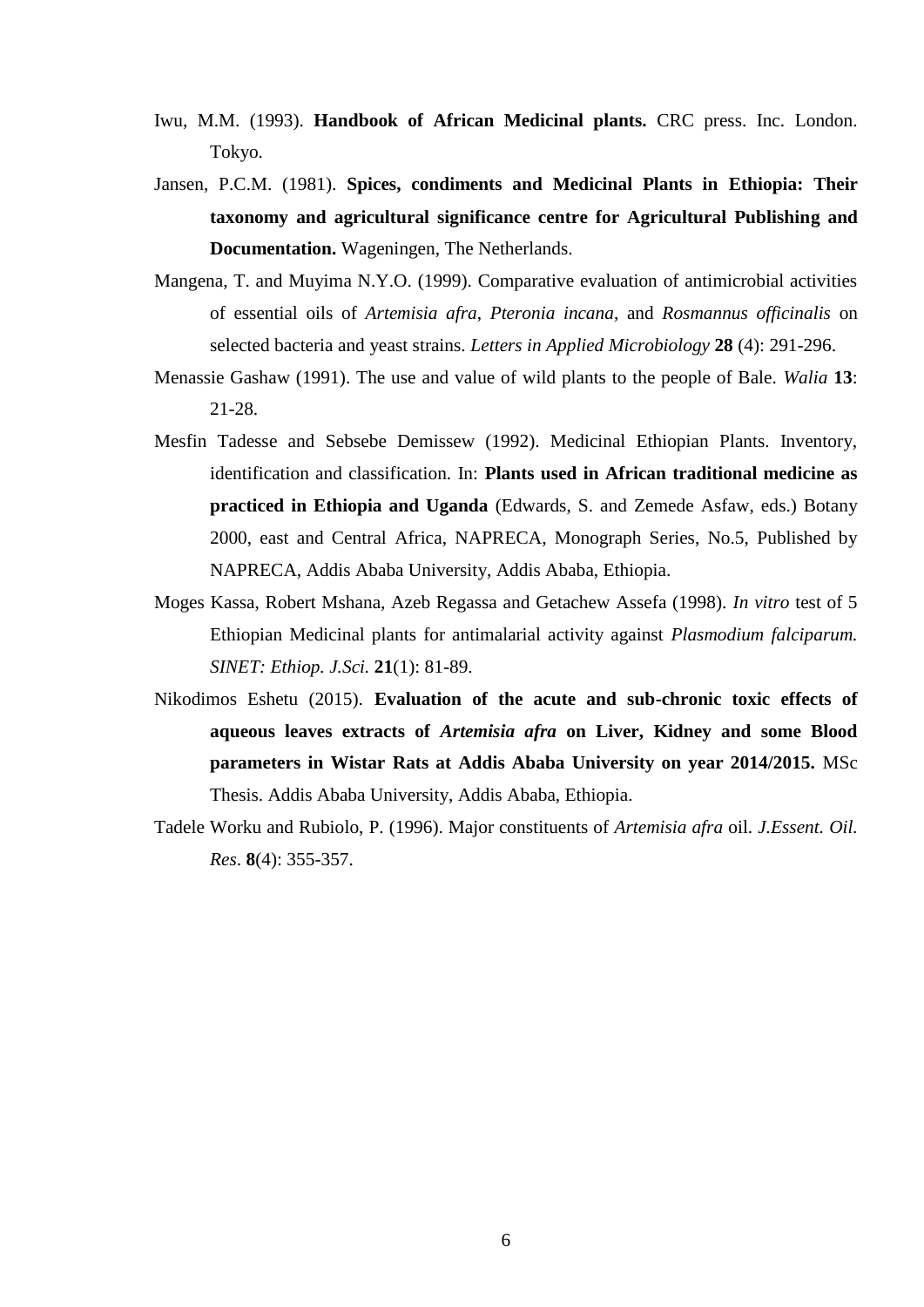Iwu, M.M. (1993). **Handbook of African Medicinal plants.** CRC press. Inc. London. Tokyo.

Jansen, P.C.M. (1981). **Spices, condiments and Medicinal Plants in Ethiopia: Their taxonomy and agricultural significance centre for Agricultural Publishing and Documentation.** Wageningen, The Netherlands.

Mangena, T. and Muyima N.Y.O. (1999). Comparative evaluation of antimicrobial activities of essential oils of *Artemisia afra*, *Pteronia incana*, and *Rosmannus officinalis* on selected bacteria and yeast strains. *Letters in Applied Microbiology* **28** (4): 291-296.

Menassie Gashaw (1991). The use and value of wild plants to the people of Bale. *Walia* **13**: 21-28.

Mesfin Tadesse and Sebsebe Demissew (1992). Medicinal Ethiopian Plants. Inventory, identification and classification. In: **Plants used in African traditional medicine as practiced in Ethiopia and Uganda** (Edwards, S. and Zemede Asfaw, eds.) Botany 2000, east and Central Africa, NAPRECA, Monograph Series, No.5, Published by NAPRECA, Addis Ababa University, Addis Ababa, Ethiopia.

Moges Kassa, Robert Mshana, Azeb Regassa and Getachew Assefa (1998). *In vitro* test of 5 Ethiopian Medicinal plants for antimalarial activity against *Plasmodium falciparum. SINET: Ethiop. J.Sci.* **21**(1): 81-89.

Nikodimos Eshetu (2015). **Evaluation of the acute and sub-chronic toxic effects of aqueous leaves extracts of *Artemisia afra* on Liver, Kidney and some Blood parameters in Wistar Rats at Addis Ababa University on year 2014/2015.** MSc Thesis. Addis Ababa University, Addis Ababa, Ethiopia.

Tadele Worku and Rubiolo, P. (1996). Major constituents of *Artemisia afra* oil. *J.Essent. Oil. Res*. **8**(4): 355-357.